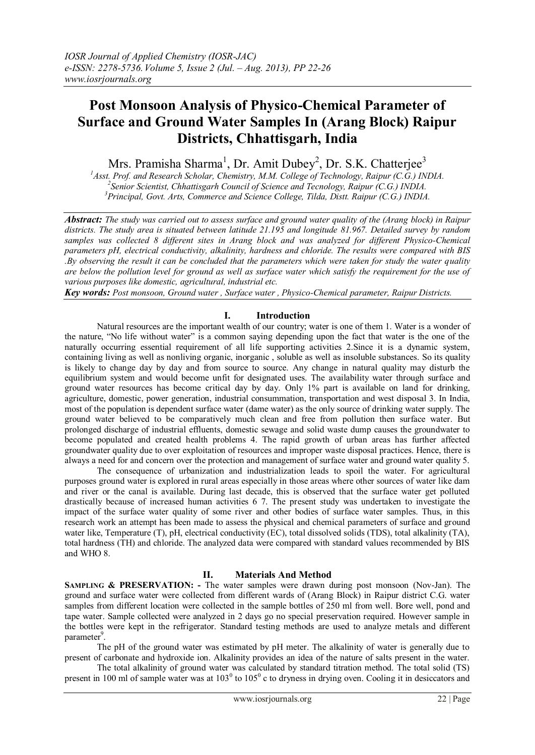# Post Monsoon Analysis of Physico-Chemical Parameter of Surface and Ground Water Samples In (Arang Block) Raipur Districts, Chhattisgarh, India

Mrs. Pramisha Sharma[1], Dr. Amit Dubey[2], Dr. S.K. Chatterjee[3]

[1]*Asst. Prof. and Research Scholar, Chemistry, M.M. College of Technology, Raipur (C.G.) INDIA.*
[2]*Senior Scientist, Chhattisgarh Council of Science and Tecnology, Raipur (C.G.) INDIA.*
[3]*Principal, Govt. Arts, Commerce and Science College, Tilda, Distt. Raipur (C.G.) INDIA.*

***Abstract:*** *The study was carried out to assess surface and ground water quality of the (Arang block) in Raipur districts. The study area is situated between latitude 21.195 and longitude 81.967. Detailed survey by random samples was collected 8 different sites in Arang block and was analyzed for different Physico-Chemical parameters pH, electrical conductivity, alkalinity, hardness and chloride. The results were compared with BIS .By observing the result it can be concluded that the parameters which were taken for study the water quality are below the pollution level for ground as well as surface water which satisfy the requirement for the use of various purposes like domestic, agricultural, industrial etc.*

***Key words:*** *Post monsoon, Ground water , Surface water , Physico-Chemical parameter, Raipur Districts.*

## I. Introduction

Natural resources are the important wealth of our country; water is one of them 1. Water is a wonder of the nature, "No life without water" is a common saying depending upon the fact that water is the one of the naturally occurring essential requirement of all life supporting activities 2.Since it is a dynamic system, containing living as well as nonliving organic, inorganic , soluble as well as insoluble substances. So its quality is likely to change day by day and from source to source. Any change in natural quality may disturb the equilibrium system and would become unfit for designated uses. The availability water through surface and ground water resources has become critical day by day. Only 1% part is available on land for drinking, agriculture, domestic, power generation, industrial consummation, transportation and west disposal 3. In India, most of the population is dependent surface water (dame water) as the only source of drinking water supply. The ground water believed to be comparatively much clean and free from pollution then surface water. But prolonged discharge of industrial effluents, domestic sewage and solid waste dump causes the groundwater to become populated and created health problems 4. The rapid growth of urban areas has further affected groundwater quality due to over exploitation of resources and improper waste disposal practices. Hence, there is always a need for and concern over the protection and management of surface water and ground water quality 5.

The consequence of urbanization and industrialization leads to spoil the water. For agricultural purposes ground water is explored in rural areas especially in those areas where other sources of water like dam and river or the canal is available. During last decade, this is observed that the surface water get polluted drastically because of increased human activities 6 7. The present study was undertaken to investigate the impact of the surface water quality of some river and other bodies of surface water samples. Thus, in this research work an attempt has been made to assess the physical and chemical parameters of surface and ground water like, Temperature (T), pH, electrical conductivity (EC), total dissolved solids (TDS), total alkalinity (TA), total hardness (TH) and chloride. The analyzed data were compared with standard values recommended by BIS and WHO 8.

## II. Materials And Method

**SAMPLING & PRESERVATION: -** The water samples were drawn during post monsoon (Nov-Jan). The ground and surface water were collected from different wards of (Arang Block) in Raipur district C.G. water samples from different location were collected in the sample bottles of 250 ml from well. Bore well, pond and tape water. Sample collected were analyzed in 2 days go no special preservation required. However sample in the bottles were kept in the refrigerator. Standard testing methods are used to analyze metals and different parameter[9].

The pH of the ground water was estimated by pH meter. The alkalinity of water is generally due to present of carbonate and hydroxide ion. Alkalinity provides an idea of the nature of salts present in the water.

The total alkalinity of ground water was calculated by standard titration method. The total solid (TS) present in 100 ml of sample water was at $103^0$ to $105^0$ c to dryness in drying oven. Cooling it in desiccators and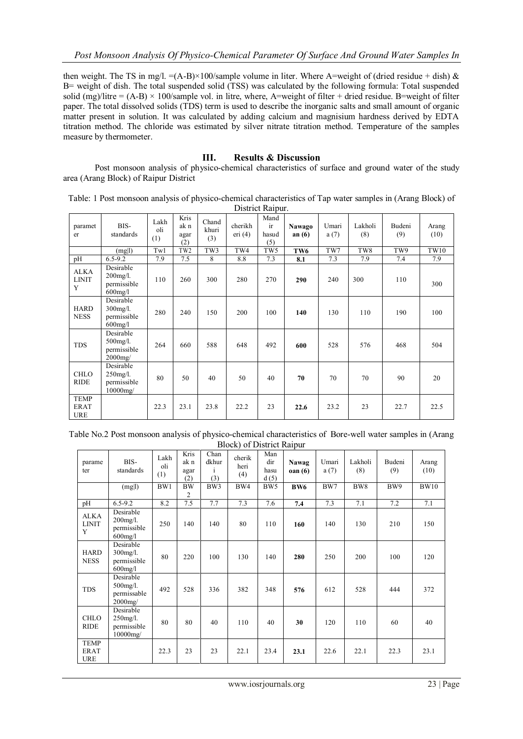then weight. The TS in mg/l. $=(A-B)\times 100$/sample volume in liter. Where A=weight of (dried residue + dish) & B= weight of dish. The total suspended solid (TSS) was calculated by the following formula: Total suspended solid (mg)/litre = $(A-B) \times 100$/sample vol. in litre, where, A=weight of filter + dried residue. B=weight of filter paper. The total dissolved solids (TDS) term is used to describe the inorganic salts and small amount of organic matter present in solution. It was calculated by adding calcium and magnisium hardness derived by EDTA titration method. The chloride was estimated by silver nitrate titration method. Temperature of the samples measure by thermometer.

## III. Results & Discussion

Post monsoon analysis of physico-chemical characteristics of surface and ground water of the study area (Arang Block) of Raipur District

Table: 1 Post monsoon analysis of physico-chemical characteristics of Tap water samples in (Arang Block) of District Raipur.

| parameter | BIS-standards | Lakholi (1) | Krishak nagar (2) | Chandkhuri (3) | cherikheri (4) | Mandir hasud (5) | **Nawagoan (6)** | Umari a (7) | Lakholi (8) | Budeni (9) | Arang (10) |
|---|---|---|---|---|---|---|---|---|---|---|---|
| | (mg\|l) | Tw1 | TW2 | TW3 | TW4 | TW5 | **TW6** | TW7 | TW8 | TW9 | TW10 |
| pH | 6.5-9.2 | 7.9 | 7.5 | 8 | 8.8 | 7.3 | **8.1** | 7.3 | 7.9 | 7.4 | 7.9 |
| ALKALINITY | Desirable 200mg/l. permissible 600mg/l | 110 | 260 | 300 | 280 | 270 | **290** | 240 | 300 | 110 | 300 |
| HARDNESS | Desirable 300mg/l. permissible 600mg/l | 280 | 240 | 150 | 200 | 100 | **140** | 130 | 110 | 190 | 100 |
| TDS | Desirable 500mg/l. permissible 2000mg/ | 264 | 660 | 588 | 648 | 492 | **600** | 528 | 576 | 468 | 504 |
| CHLORIDE | Desirable 250mg/l. permissible 10000mg/ | 80 | 50 | 40 | 50 | 40 | **70** | 70 | 70 | 90 | 20 |
| TEMPERATURE | | 22.3 | 23.1 | 23.8 | 22.2 | 23 | **22.6** | 23.2 | 23 | 22.7 | 22.5 |

Table No.2 Post monsoon analysis of physico-chemical characteristics of Bore-well water samples in (Arang Block) of District Raipur

| parameter | BIS-standards | Lakholi (1) | Krishak nagar (2) | Chandkhuri (3) | cherikheri (4) | Mandir hasud (5) | **Nawagoan (6)** | Umari a (7) | Lakholi (8) | Budeni (9) | Arang (10) |
|---|---|---|---|---|---|---|---|---|---|---|---|
| | (mg\|l) | BW1 | BW2 | BW3 | BW4 | BW5 | **BW6** | BW7 | BW8 | BW9 | BW10 |
| pH | 6.5-9.2 | 8.2 | 7.5 | 7.7 | 7.3 | 7.6 | **7.4** | 7.3 | 7.1 | 7.2 | 7.1 |
| ALKALINITY | Desirable 200mg/l. permissible 600mg/l | 250 | 140 | 140 | 80 | 110 | **160** | 140 | 130 | 210 | 150 |
| HARDNESS | Desirable 300mg/l. permissible 600mg/l | 80 | 220 | 100 | 130 | 140 | **280** | 250 | 200 | 100 | 120 |
| TDS | Desirable 500mg/l. permissable 2000mg/ | 492 | 528 | 336 | 382 | 348 | **576** | 612 | 528 | 444 | 372 |
| CHLORIDE | Desirable 250mg/l. permissible 10000mg/ | 80 | 80 | 40 | 110 | 40 | **30** | 120 | 110 | 60 | 40 |
| TEMPERATURE | | 22.3 | 23 | 23 | 22.1 | 23.4 | **23.1** | 22.6 | 22.1 | 22.3 | 23.1 |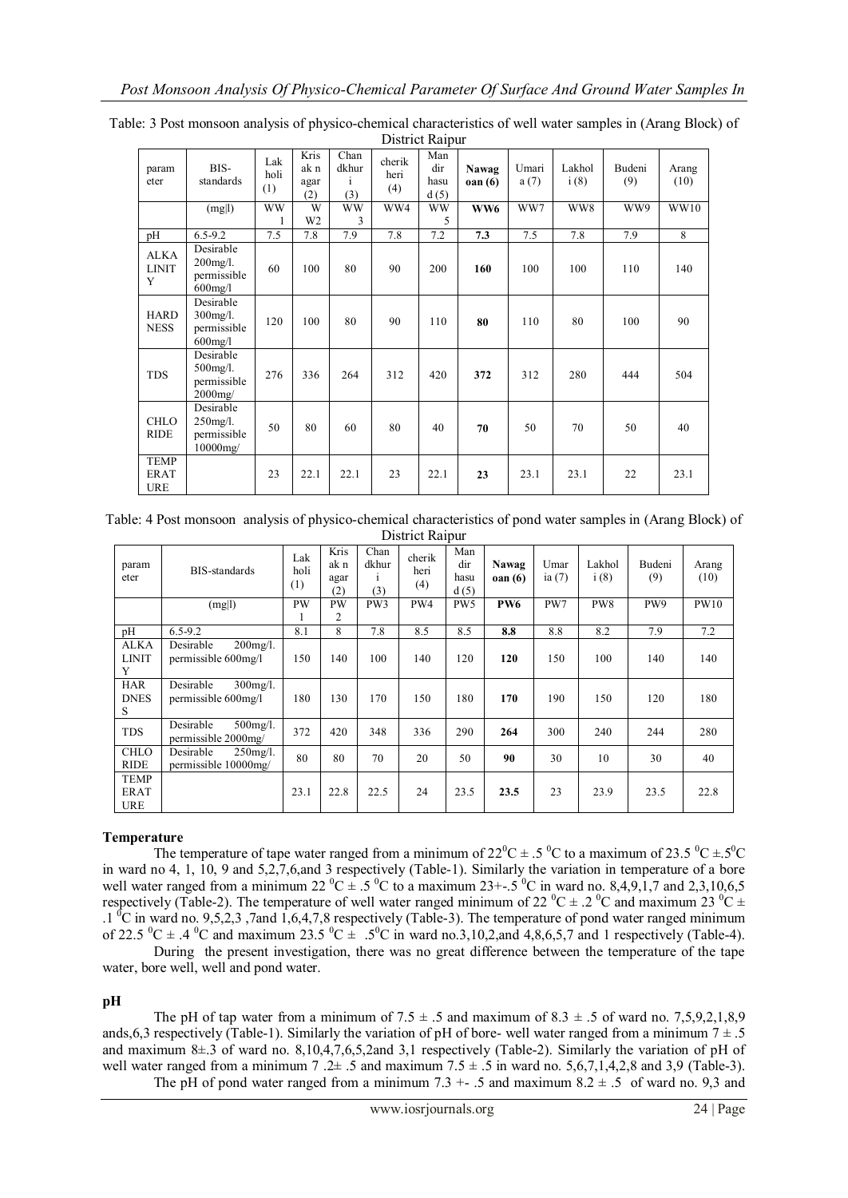Table: 3 Post monsoon analysis of physico-chemical characteristics of well water samples in (Arang Block) of District Raipur

| parameter | BIS-standards | Lakholi (1) | Krisk n agar (2) | Chandkhuri (3) | cherikheri (4) | Mandir hasud (5) | **Nawagoan (6)** | Umaria (7) | Lakholi (8) | Budeni (9) | Arang (10) |
|---|---|---|---|---|---|---|---|---|---|---|---|
| | (mg\|l) | WW1 | WW2 | WW3 | WW4 | WW5 | **WW6** | WW7 | WW8 | WW9 | WW10 |
| pH | 6.5-9.2 | 7.5 | 7.8 | 7.9 | 7.8 | 7.2 | **7.3** | 7.5 | 7.8 | 7.9 | 8 |
| ALKALINITY | Desirable 200mg/l. permissible 600mg/l | 60 | 100 | 80 | 90 | 200 | **160** | 100 | 100 | 110 | 140 |
| HARDNESS | Desirable 300mg/l. permissible 600mg/l | 120 | 100 | 80 | 90 | 110 | **80** | 110 | 80 | 100 | 90 |
| TDS | Desirable 500mg/l. permissible 2000mg/ | 276 | 336 | 264 | 312 | 420 | **372** | 312 | 280 | 444 | 504 |
| CHLORIDE | Desirable 250mg/l. permissible 10000mg/ | 50 | 80 | 60 | 80 | 40 | **70** | 50 | 70 | 50 | 40 |
| TEMPERATURE | | 23 | 22.1 | 22.1 | 23 | 22.1 | **23** | 23.1 | 23.1 | 22 | 23.1 |

Table: 4 Post monsoon analysis of physico-chemical characteristics of pond water samples in (Arang Block) of District Raipur

| parameter | BIS-standards | Lakholi (1) | Krisk n agar (2) | Chandkhuri (3) | cherikheri (4) | Mandir hasud (5) | **Nawagoan (6)** | Umaria (7) | Lakholi (8) | Budeni (9) | Arang (10) |
|---|---|---|---|---|---|---|---|---|---|---|---|
| | (mg\|l) | PW1 | PW2 | PW3 | PW4 | PW5 | **PW6** | PW7 | PW8 | PW9 | PW10 |
| pH | 6.5-9.2 | 8.1 | 8 | 7.8 | 8.5 | 8.5 | **8.8** | 8.8 | 8.2 | 7.9 | 7.2 |
| ALKALINITY | Desirable 200mg/l. permissible 600mg/l | 150 | 140 | 100 | 140 | 120 | **120** | 150 | 100 | 140 | 140 |
| HARDNESS | Desirable 300mg/l. permissible 600mg/l | 180 | 130 | 170 | 150 | 180 | **170** | 190 | 150 | 120 | 180 |
| TDS | Desirable 500mg/l. permissible 2000mg/ | 372 | 420 | 348 | 336 | 290 | **264** | 300 | 240 | 244 | 280 |
| CHLORIDE | Desirable 250mg/l. permissible 10000mg/ | 80 | 80 | 70 | 20 | 50 | **90** | 30 | 10 | 30 | 40 |
| TEMPERATURE | | 23.1 | 22.8 | 22.5 | 24 | 23.5 | **23.5** | 23 | 23.9 | 23.5 | 22.8 |

**Temperature**

The temperature of tape water ranged from a minimum of $22^0C \pm .5\ ^0C$ to a maximum of $23.5\ ^0C \pm .5^0C$ in ward no 4, 1, 10, 9 and 5,2,7,6,and 3 respectively (Table-1). Similarly the variation in temperature of a bore well water ranged from a minimum $22\ ^0C \pm .5\ ^0C$ to a maximum $23+-.5\ ^0C$ in ward no. 8,4,9,1,7 and 2,3,10,6,5 respectively (Table-2). The temperature of well water ranged minimum of $22\ ^0C \pm .2\ ^0C$ and maximum $23\ ^0C \pm .1\ ^0C$ in ward no. 9,5,2,3 ,7and 1,6,4,7,8 respectively (Table-3). The temperature of pond water ranged minimum of $22.5\ ^0C \pm .4\ ^0C$ and maximum $23.5\ ^0C \pm .5^0C$ in ward no.3,10,2,and 4,8,6,5,7 and 1 respectively (Table-4).

During the present investigation, there was no great difference between the temperature of the tape water, bore well, well and pond water.

**pH**

The pH of tap water from a minimum of $7.5 \pm .5$ and maximum of $8.3 \pm .5$ of ward no. 7,5,9,2,1,8,9 ands,6,3 respectively (Table-1). Similarly the variation of pH of bore- well water ranged from a minimum $7 \pm .5$ and maximum $8 \pm .3$ of ward no. 8,10,4,7,6,5,2and 3,1 respectively (Table-2). Similarly the variation of pH of well water ranged from a minimum $7.2 \pm .5$ and maximum $7.5 \pm .5$ in ward no. 5,6,7,1,4,2,8 and 3,9 (Table-3).

The pH of pond water ranged from a minimum 7.3 +- .5 and maximum $8.2 \pm .5$ of ward no. 9,3 and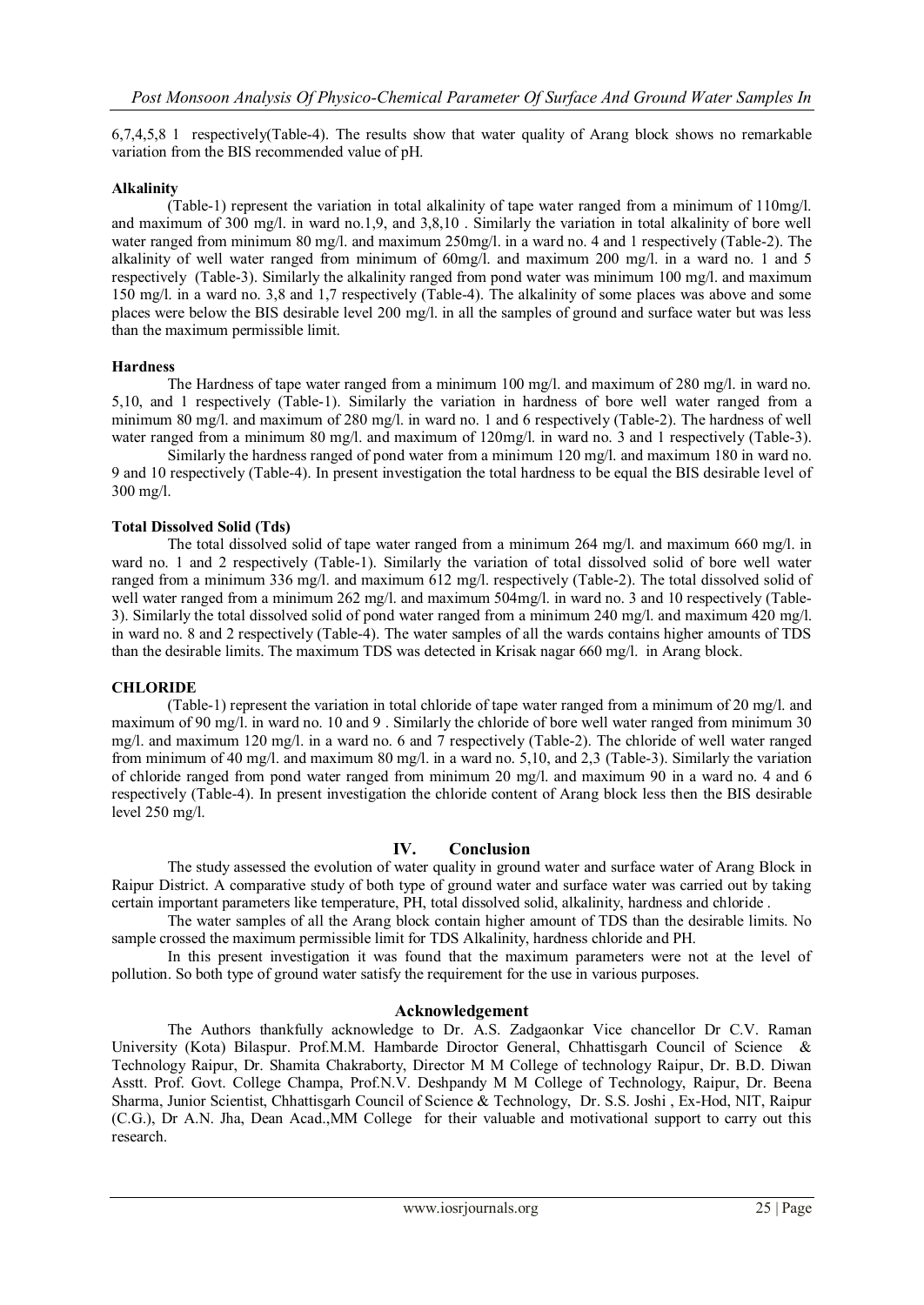6,7,4,5,8 1 respectively(Table-4). The results show that water quality of Arang block shows no remarkable variation from the BIS recommended value of pH.

**Alkalinity**

(Table-1) represent the variation in total alkalinity of tape water ranged from a minimum of 110mg/l. and maximum of 300 mg/l. in ward no.1,9, and 3,8,10 . Similarly the variation in total alkalinity of bore well water ranged from minimum 80 mg/l. and maximum 250mg/l. in a ward no. 4 and 1 respectively (Table-2). The alkalinity of well water ranged from minimum of 60mg/l. and maximum 200 mg/l. in a ward no. 1 and 5 respectively (Table-3). Similarly the alkalinity ranged from pond water was minimum 100 mg/l. and maximum 150 mg/l. in a ward no. 3,8 and 1,7 respectively (Table-4). The alkalinity of some places was above and some places were below the BIS desirable level 200 mg/l. in all the samples of ground and surface water but was less than the maximum permissible limit.

**Hardness**

The Hardness of tape water ranged from a minimum 100 mg/l. and maximum of 280 mg/l. in ward no. 5,10, and 1 respectively (Table-1). Similarly the variation in hardness of bore well water ranged from a minimum 80 mg/l. and maximum of 280 mg/l. in ward no. 1 and 6 respectively (Table-2). The hardness of well water ranged from a minimum 80 mg/l. and maximum of 120mg/l. in ward no. 3 and 1 respectively (Table-3).

Similarly the hardness ranged of pond water from a minimum 120 mg/l. and maximum 180 in ward no. 9 and 10 respectively (Table-4). In present investigation the total hardness to be equal the BIS desirable level of 300 mg/l.

**Total Dissolved Solid (Tds)**

The total dissolved solid of tape water ranged from a minimum 264 mg/l. and maximum 660 mg/l. in ward no. 1 and 2 respectively (Table-1). Similarly the variation of total dissolved solid of bore well water ranged from a minimum 336 mg/l. and maximum 612 mg/l. respectively (Table-2). The total dissolved solid of well water ranged from a minimum 262 mg/l. and maximum 504mg/l. in ward no. 3 and 10 respectively (Table-3). Similarly the total dissolved solid of pond water ranged from a minimum 240 mg/l. and maximum 420 mg/l. in ward no. 8 and 2 respectively (Table-4). The water samples of all the wards contains higher amounts of TDS than the desirable limits. The maximum TDS was detected in Krisak nagar 660 mg/l. in Arang block.

**CHLORIDE**

(Table-1) represent the variation in total chloride of tape water ranged from a minimum of 20 mg/l. and maximum of 90 mg/l. in ward no. 10 and 9 . Similarly the chloride of bore well water ranged from minimum 30 mg/l. and maximum 120 mg/l. in a ward no. 6 and 7 respectively (Table-2). The chloride of well water ranged from minimum of 40 mg/l. and maximum 80 mg/l. in a ward no. 5,10, and 2,3 (Table-3). Similarly the variation of chloride ranged from pond water ranged from minimum 20 mg/l. and maximum 90 in a ward no. 4 and 6 respectively (Table-4). In present investigation the chloride content of Arang block less then the BIS desirable level 250 mg/l.

## IV. Conclusion

The study assessed the evolution of water quality in ground water and surface water of Arang Block in Raipur District. A comparative study of both type of ground water and surface water was carried out by taking certain important parameters like temperature, PH, total dissolved solid, alkalinity, hardness and chloride .

The water samples of all the Arang block contain higher amount of TDS than the desirable limits. No sample crossed the maximum permissible limit for TDS Alkalinity, hardness chloride and PH.

In this present investigation it was found that the maximum parameters were not at the level of pollution. So both type of ground water satisfy the requirement for the use in various purposes.

## Acknowledgement

The Authors thankfully acknowledge to Dr. A.S. Zadgaonkar Vice chancellor Dr C.V. Raman University (Kota) Bilaspur. Prof.M.M. Hambarde Diroctor General, Chhattisgarh Council of Science & Technology Raipur, Dr. Shamita Chakraborty, Director M M College of technology Raipur, Dr. B.D. Diwan Asstt. Prof. Govt. College Champa, Prof.N.V. Deshpandy M M College of Technology, Raipur, Dr. Beena Sharma, Junior Scientist, Chhattisgarh Council of Science & Technology, Dr. S.S. Joshi , Ex-Hod, NIT, Raipur (C.G.), Dr A.N. Jha, Dean Acad.,MM College for their valuable and motivational support to carry out this research.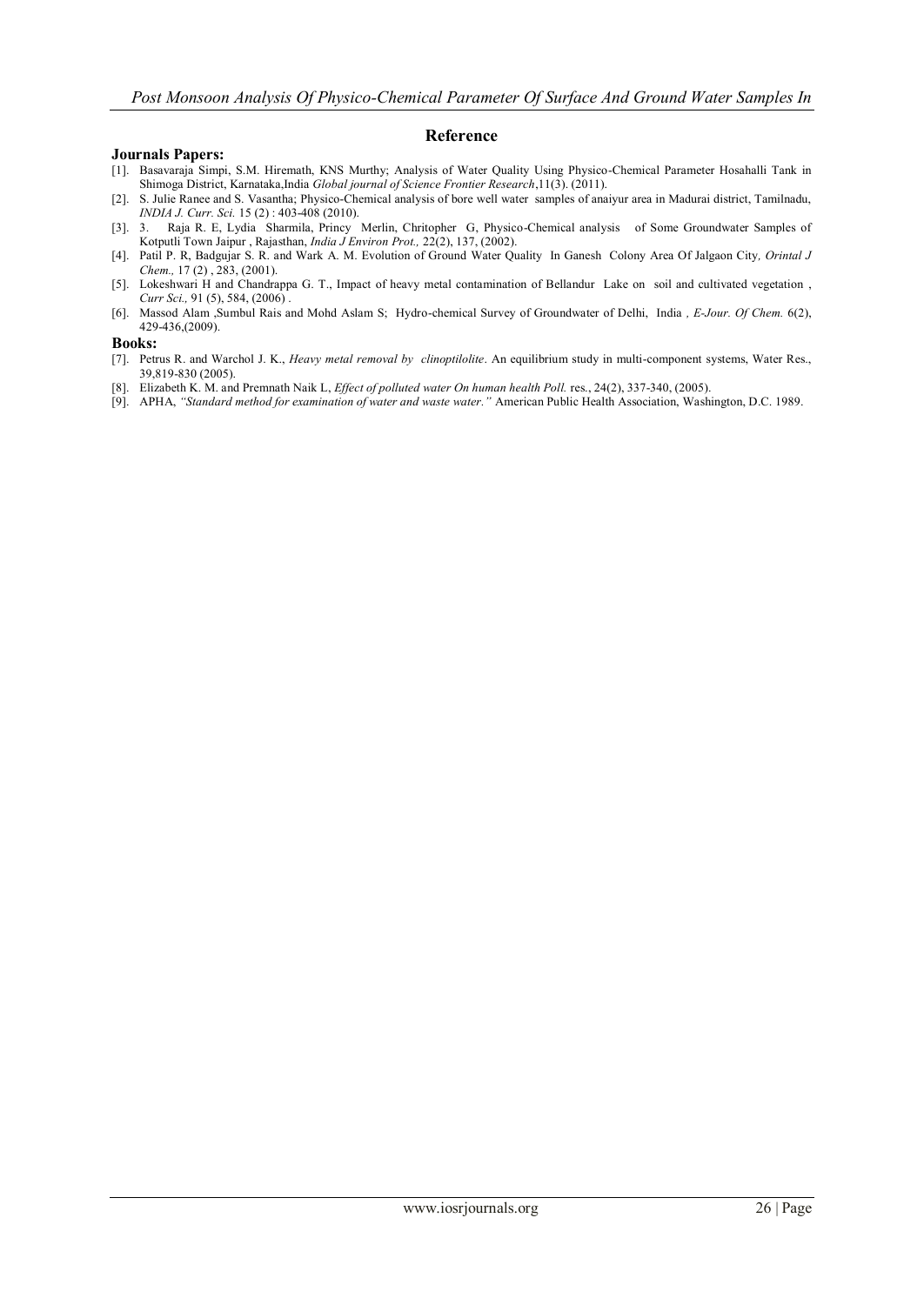## Reference

### Journals Papers:

[1]. Basavaraja Simpi, S.M. Hiremath, KNS Murthy; Analysis of Water Quality Using Physico-Chemical Parameter Hosahalli Tank in Shimoga District, Karnataka,India *Global journal of Science Frontier Research*,11(3). (2011).

[2]. S. Julie Ranee and S. Vasantha; Physico-Chemical analysis of bore well water samples of anaiyur area in Madurai district, Tamilnadu, *INDIA J. Curr. Sci.* 15 (2) : 403-408 (2010).

[3]. 3. Raja R. E, Lydia Sharmila, Princy Merlin, Chritopher G, Physico-Chemical analysis of Some Groundwater Samples of Kotputli Town Jaipur , Rajasthan, *India J Environ Prot.,* 22(2), 137, (2002).

[4]. Patil P. R, Badgujar S. R. and Wark A. M. Evolution of Ground Water Quality In Ganesh Colony Area Of Jalgaon City*, Orintal J Chem.,* 17 (2) , 283, (2001).

[5]. Lokeshwari H and Chandrappa G. T., Impact of heavy metal contamination of Bellandur Lake on soil and cultivated vegetation , *Curr Sci.,* 91 (5), 584, (2006) .

[6]. Massod Alam ,Sumbul Rais and Mohd Aslam S; Hydro-chemical Survey of Groundwater of Delhi, India *, E-Jour. Of Chem.* 6(2), 429-436,(2009).

### Books:

[7]. Petrus R. and Warchol J. K., *Heavy metal removal by clinoptilolite*. An equilibrium study in multi-component systems, Water Res., 39,819-830 (2005).

[8]. Elizabeth K. M. and Premnath Naik L, *Effect of polluted water On human health Poll.* res., 24(2), 337-340, (2005).

[9]. APHA, *"Standard method for examination of water and waste water."* American Public Health Association, Washington, D.C. 1989.